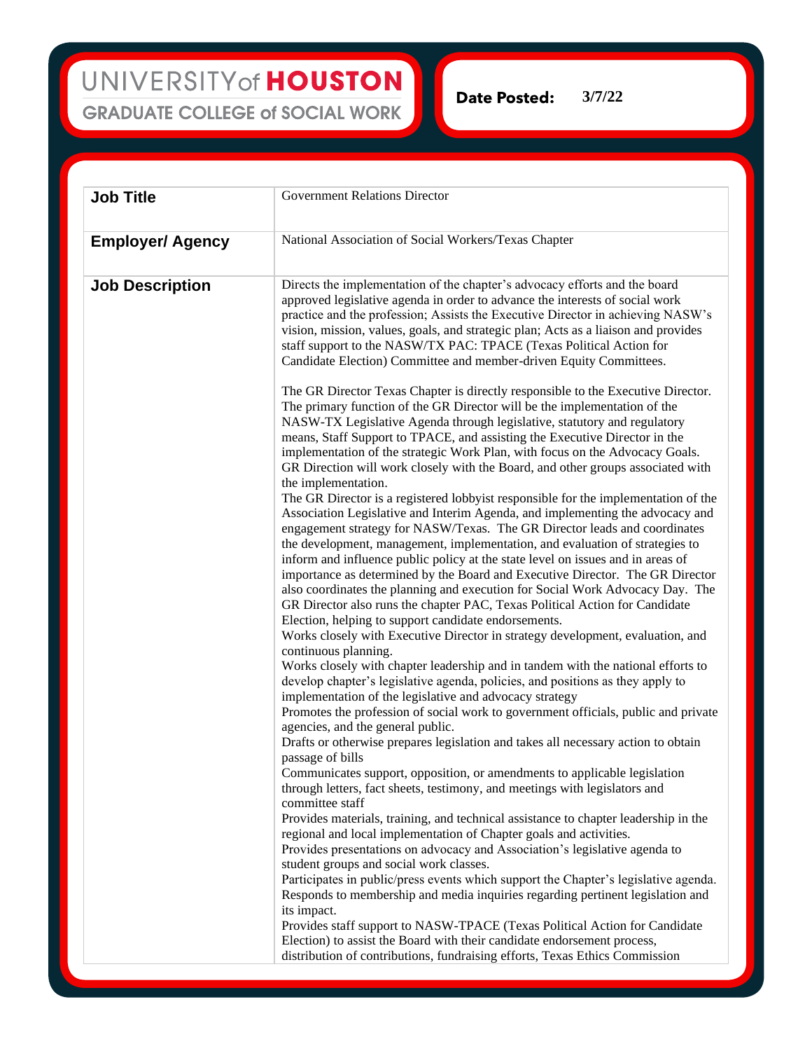UNIVERSITY of HOUSTON
GRADUATE COLLEGE of SOCIAL WORK

**Date Posted:** 3/7/22

| **Job Title** | Government Relations Director |
|---|---|
| **Employer/ Agency** | National Association of Social Workers/Texas Chapter |
| **Job Description** | Directs the implementation of the chapter's advocacy efforts and the board approved legislative agenda in order to advance the interests of social work practice and the profession; Assists the Executive Director in achieving NASW's vision, mission, values, goals, and strategic plan; Acts as a liaison and provides staff support to the NASW/TX PAC: TPACE (Texas Political Action for Candidate Election) Committee and member-driven Equity Committees.<br><br>The GR Director Texas Chapter is directly responsible to the Executive Director. The primary function of the GR Director will be the implementation of the NASW-TX Legislative Agenda through legislative, statutory and regulatory means, Staff Support to TPACE, and assisting the Executive Director in the implementation of the strategic Work Plan, with focus on the Advocacy Goals. GR Direction will work closely with the Board, and other groups associated with the implementation.<br>The GR Director is a registered lobbyist responsible for the implementation of the Association Legislative and Interim Agenda, and implementing the advocacy and engagement strategy for NASW/Texas. The GR Director leads and coordinates the development, management, implementation, and evaluation of strategies to inform and influence public policy at the state level on issues and in areas of importance as determined by the Board and Executive Director. The GR Director also coordinates the planning and execution for Social Work Advocacy Day. The GR Director also runs the chapter PAC, Texas Political Action for Candidate Election, helping to support candidate endorsements.<br>Works closely with Executive Director in strategy development, evaluation, and continuous planning.<br>Works closely with chapter leadership and in tandem with the national efforts to develop chapter's legislative agenda, policies, and positions as they apply to implementation of the legislative and advocacy strategy<br>Promotes the profession of social work to government officials, public and private agencies, and the general public.<br>Drafts or otherwise prepares legislation and takes all necessary action to obtain passage of bills<br>Communicates support, opposition, or amendments to applicable legislation through letters, fact sheets, testimony, and meetings with legislators and committee staff<br>Provides materials, training, and technical assistance to chapter leadership in the regional and local implementation of Chapter goals and activities.<br>Provides presentations on advocacy and Association's legislative agenda to student groups and social work classes.<br>Participates in public/press events which support the Chapter's legislative agenda.<br>Responds to membership and media inquiries regarding pertinent legislation and its impact.<br>Provides staff support to NASW-TPACE (Texas Political Action for Candidate Election) to assist the Board with their candidate endorsement process, distribution of contributions, fundraising efforts, Texas Ethics Commission |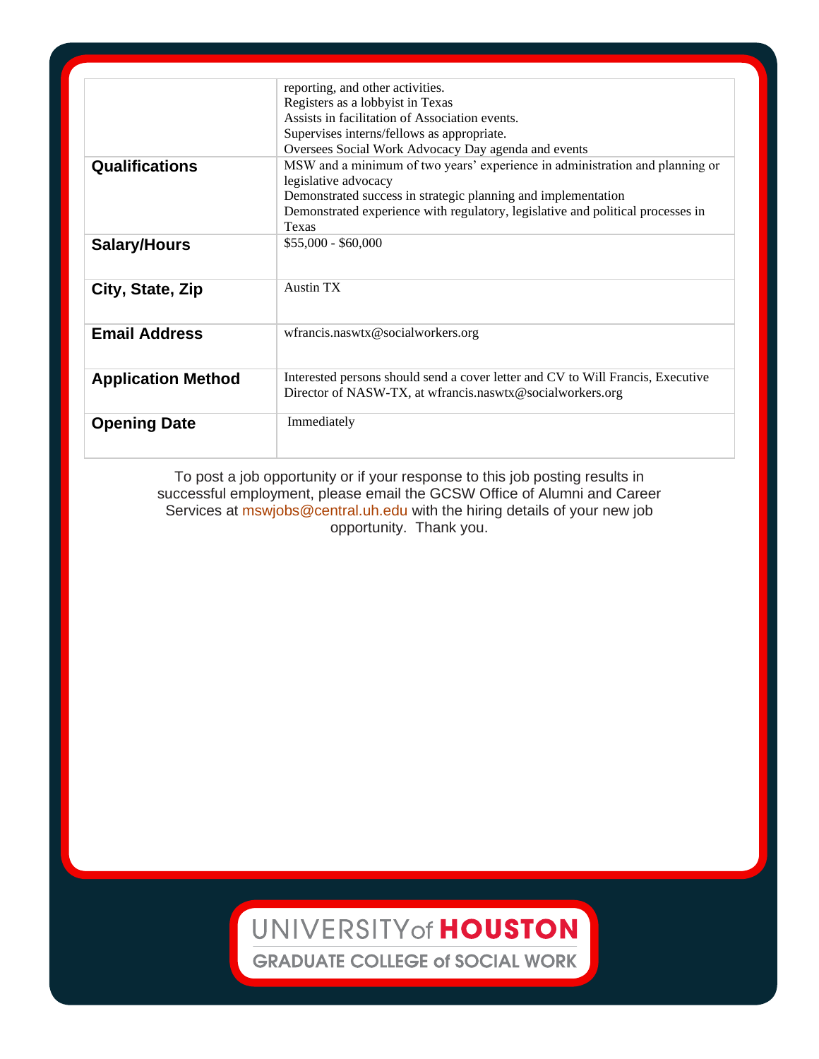| | |
|---|---|
| | reporting, and other activities.<br>Registers as a lobbyist in Texas<br>Assists in facilitation of Association events.<br>Supervises interns/fellows as appropriate.<br>Oversees Social Work Advocacy Day agenda and events |
| **Qualifications** | MSW and a minimum of two years' experience in administration and planning or legislative advocacy<br>Demonstrated success in strategic planning and implementation<br>Demonstrated experience with regulatory, legislative and political processes in Texas |
| **Salary/Hours** | $55,000 - $60,000 |
| **City, State, Zip** | Austin TX |
| **Email Address** | wfrancis.naswtx@socialworkers.org |
| **Application Method** | Interested persons should send a cover letter and CV to Will Francis, Executive Director of NASW-TX, at wfrancis.naswtx@socialworkers.org |
| **Opening Date** | Immediately |

To post a job opportunity or if your response to this job posting results in successful employment, please email the GCSW Office of Alumni and Career Services at mswjobs@central.uh.edu with the hiring details of your new job opportunity. Thank you.

UNIVERSITY of HOUSTON
GRADUATE COLLEGE of SOCIAL WORK